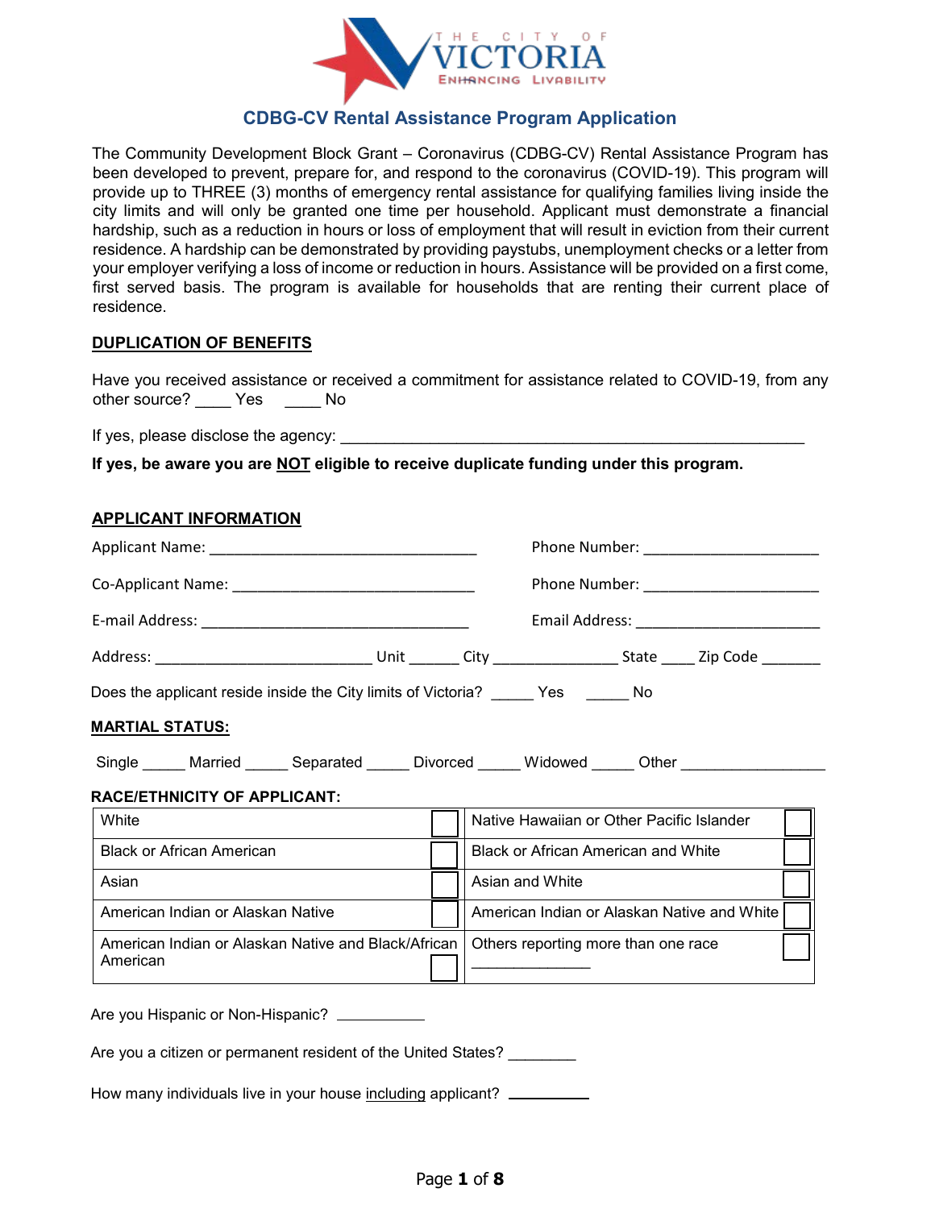THE CITY OF VICTORIA
ENHANCING LIVABILITY

# CDBG-CV Rental Assistance Program Application

The Community Development Block Grant – Coronavirus (CDBG-CV) Rental Assistance Program has been developed to prevent, prepare for, and respond to the coronavirus (COVID-19). This program will provide up to THREE (3) months of emergency rental assistance for qualifying families living inside the city limits and will only be granted one time per household. Applicant must demonstrate a financial hardship, such as a reduction in hours or loss of employment that will result in eviction from their current residence. A hardship can be demonstrated by providing paystubs, unemployment checks or a letter from your employer verifying a loss of income or reduction in hours. Assistance will be provided on a first come, first served basis. The program is available for households that are renting their current place of residence.

## DUPLICATION OF BENEFITS

Have you received assistance or received a commitment for assistance related to COVID-19, from any other source? ____ Yes ____ No

If yes, please disclose the agency: ________________________________________________________

**If yes, be aware you are NOT eligible to receive duplicate funding under this program.**

## APPLICANT INFORMATION

Applicant Name: _________________________________ Phone Number: _____________________

Co-Applicant Name: ______________________________ Phone Number: _____________________

E-mail Address: _________________________________ Email Address: ______________________

Address: ___________________________ Unit ______ City _______________ State ____ Zip Code _______

Does the applicant reside inside the City limits of Victoria? _____ Yes _____ No

**MARTIAL STATUS:**

Single _____ Married _____ Separated _____ Divorced _____ Widowed _____ Other _________________

**RACE/ETHNICITY OF APPLICANT:**

| | | | |
|---|---|---|---|
| White | ☐ | Native Hawaiian or Other Pacific Islander | ☐ |
| Black or African American | ☐ | Black or African American and White | ☐ |
| Asian | ☐ | Asian and White | ☐ |
| American Indian or Alaskan Native | ☐ | American Indian or Alaskan Native and White | ☐ |
| American Indian or Alaskan Native and Black/African American | ☐ | Others reporting more than one race ______________ | ☐ |

Are you Hispanic or Non-Hispanic? ___________

Are you a citizen or permanent resident of the United States? ________

How many individuals live in your house including applicant? __________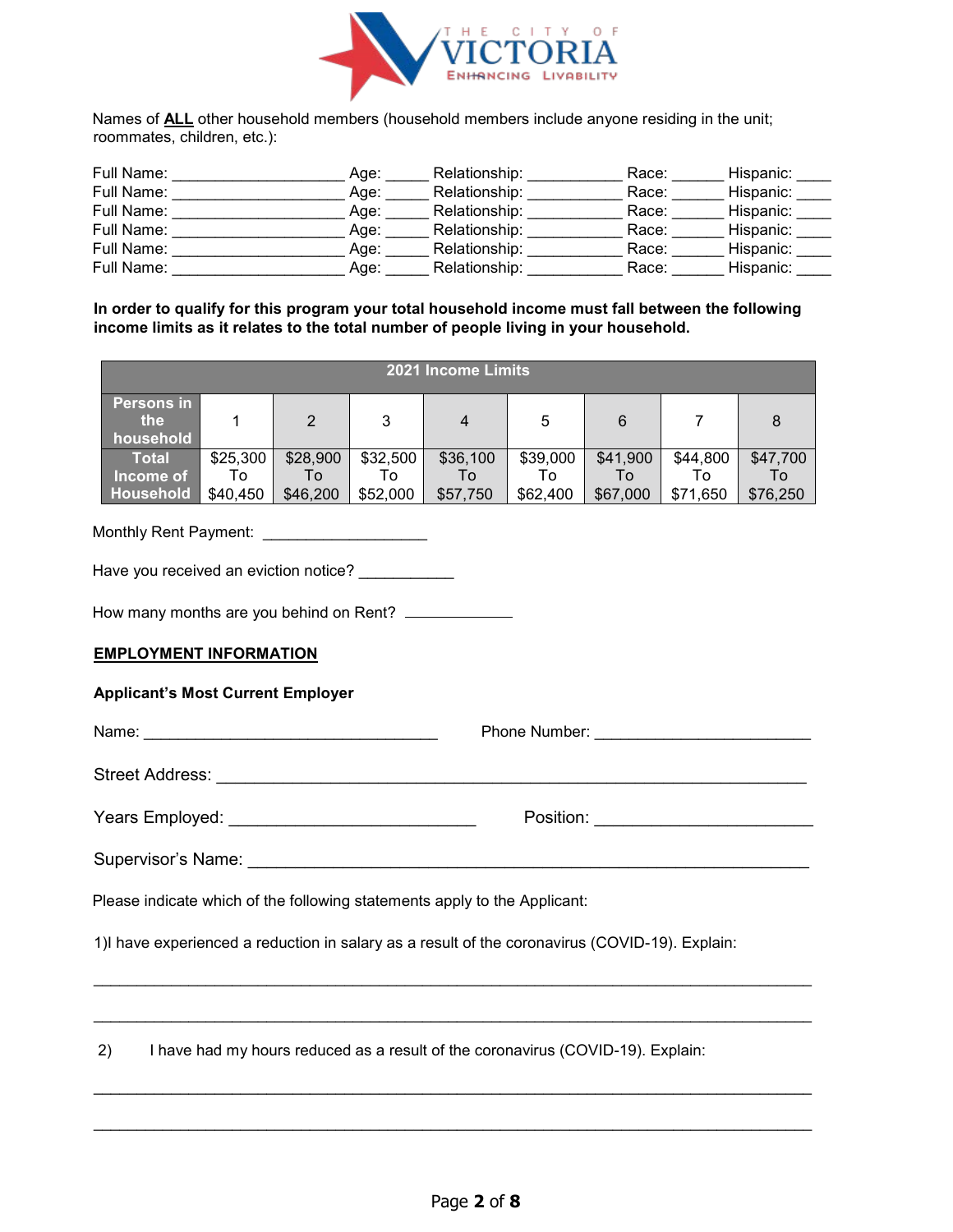THE CITY OF VICTORIA
ENHANCING LIVABILITY

Names of **ALL** other household members (household members include anyone residing in the unit; roommates, children, etc.):

Full Name: ____________________ Age: _____ Relationship: ___________ Race: ______ Hispanic: ____
Full Name: ____________________ Age: _____ Relationship: ___________ Race: ______ Hispanic: ____
Full Name: ____________________ Age: _____ Relationship: ___________ Race: ______ Hispanic: ____
Full Name: ____________________ Age: _____ Relationship: ___________ Race: ______ Hispanic: ____
Full Name: ____________________ Age: _____ Relationship: ___________ Race: ______ Hispanic: ____
Full Name: ____________________ Age: _____ Relationship: ___________ Race: ______ Hispanic: ____

**In order to qualify for this program your total household income must fall between the following income limits as it relates to the total number of people living in your household.**

| 2021 Income Limits | | | | | | | | |
|---|---|---|---|---|---|---|---|---|
| Persons in the household | 1 | 2 | 3 | 4 | 5 | 6 | 7 | 8 |
| Total Income of Household | $25,300 To $40,450 | $28,900 To $46,200 | $32,500 To $52,000 | $36,100 To $57,750 | $39,000 To $62,400 | $41,900 To $67,000 | $44,800 To $71,650 | $47,700 To $76,250 |

Monthly Rent Payment: ___________________

Have you received an eviction notice? ___________

How many months are you behind on Rent? ____________

**EMPLOYMENT INFORMATION**

**Applicant's Most Current Employer**

Name: _________________________________ Phone Number: ________________________

Street Address: __________________________________________________________________

Years Employed: ___________________________ Position: ______________________

Supervisor's Name: _______________________________________________________________

Please indicate which of the following statements apply to the Applicant:

1)I have experienced a reduction in salary as a result of the coronavirus (COVID-19). Explain:

________________________________________________________________________________

________________________________________________________________________________

2) I have had my hours reduced as a result of the coronavirus (COVID-19). Explain:

________________________________________________________________________________

________________________________________________________________________________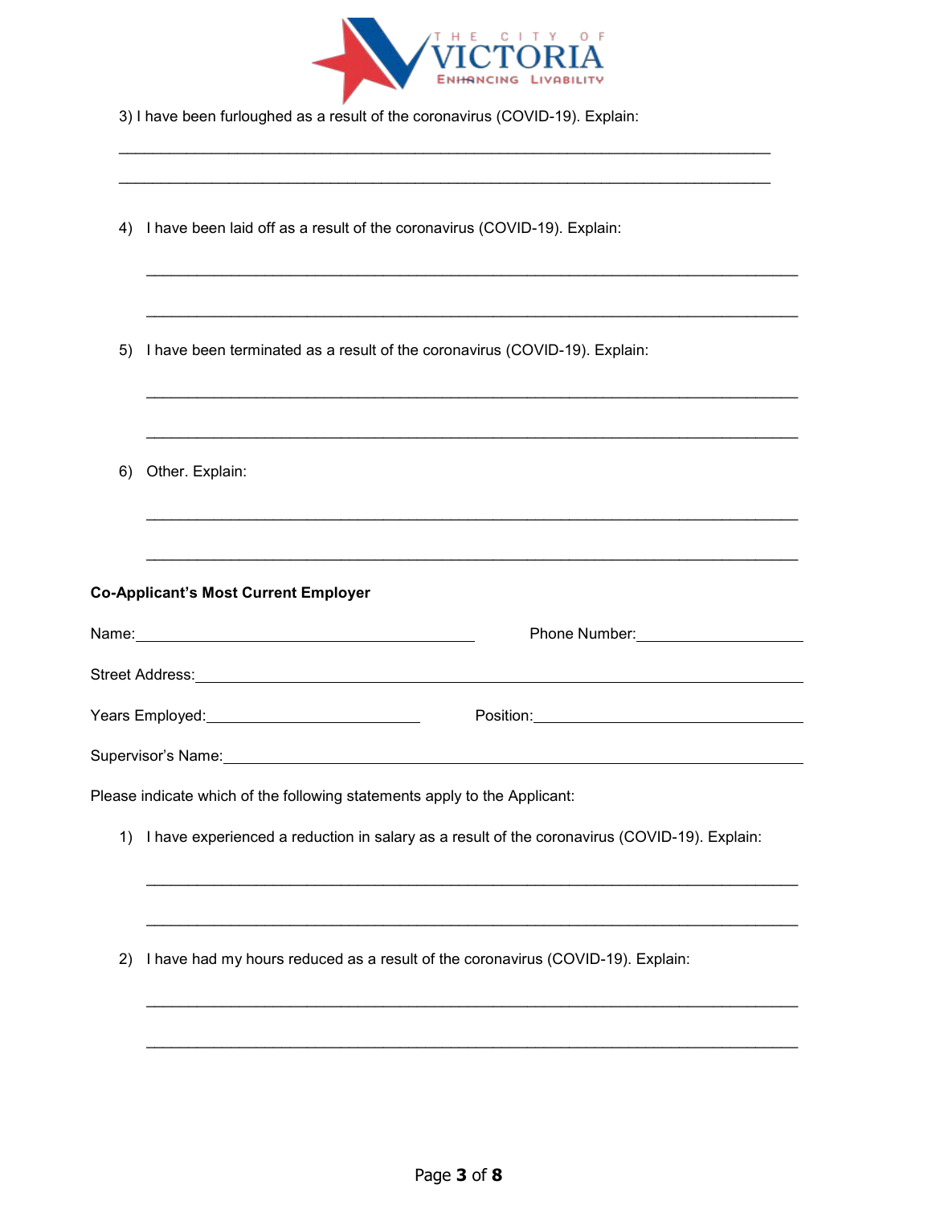3) I have been furloughed as a result of the coronavirus (COVID-19). Explain:

_______________________________________________________________________________

_______________________________________________________________________________

4) I have been laid off as a result of the coronavirus (COVID-19). Explain:

_______________________________________________________________________________

_______________________________________________________________________________

5) I have been terminated as a result of the coronavirus (COVID-19). Explain:

_______________________________________________________________________________

_______________________________________________________________________________

6) Other. Explain:

_______________________________________________________________________________

_______________________________________________________________________________

**Co-Applicant's Most Current Employer**

Name:________________________________________ Phone Number:____________________

Street Address:________________________________________________________________

Years Employed:_________________________ Position:_______________________________

Supervisor's Name:_____________________________________________________________

Please indicate which of the following statements apply to the Applicant:

1) I have experienced a reduction in salary as a result of the coronavirus (COVID-19). Explain:

_______________________________________________________________________________

_______________________________________________________________________________

2) I have had my hours reduced as a result of the coronavirus (COVID-19). Explain:

_______________________________________________________________________________

_______________________________________________________________________________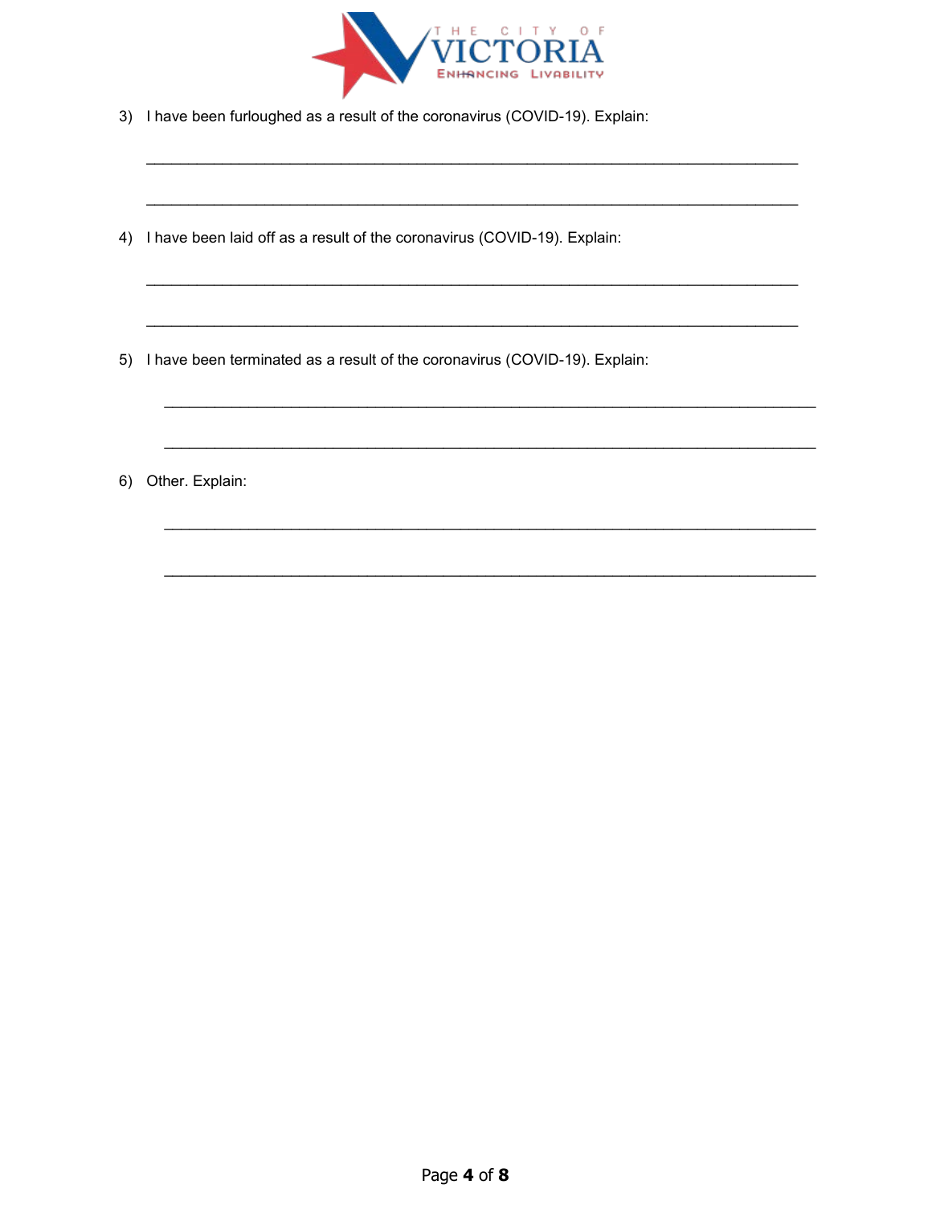3) I have been furloughed as a result of the coronavirus (COVID-19). Explain:

___________________________________________________________________________

___________________________________________________________________________

4) I have been laid off as a result of the coronavirus (COVID-19). Explain:

___________________________________________________________________________

___________________________________________________________________________

5) I have been terminated as a result of the coronavirus (COVID-19). Explain:

___________________________________________________________________________

___________________________________________________________________________

6) Other. Explain:

___________________________________________________________________________

___________________________________________________________________________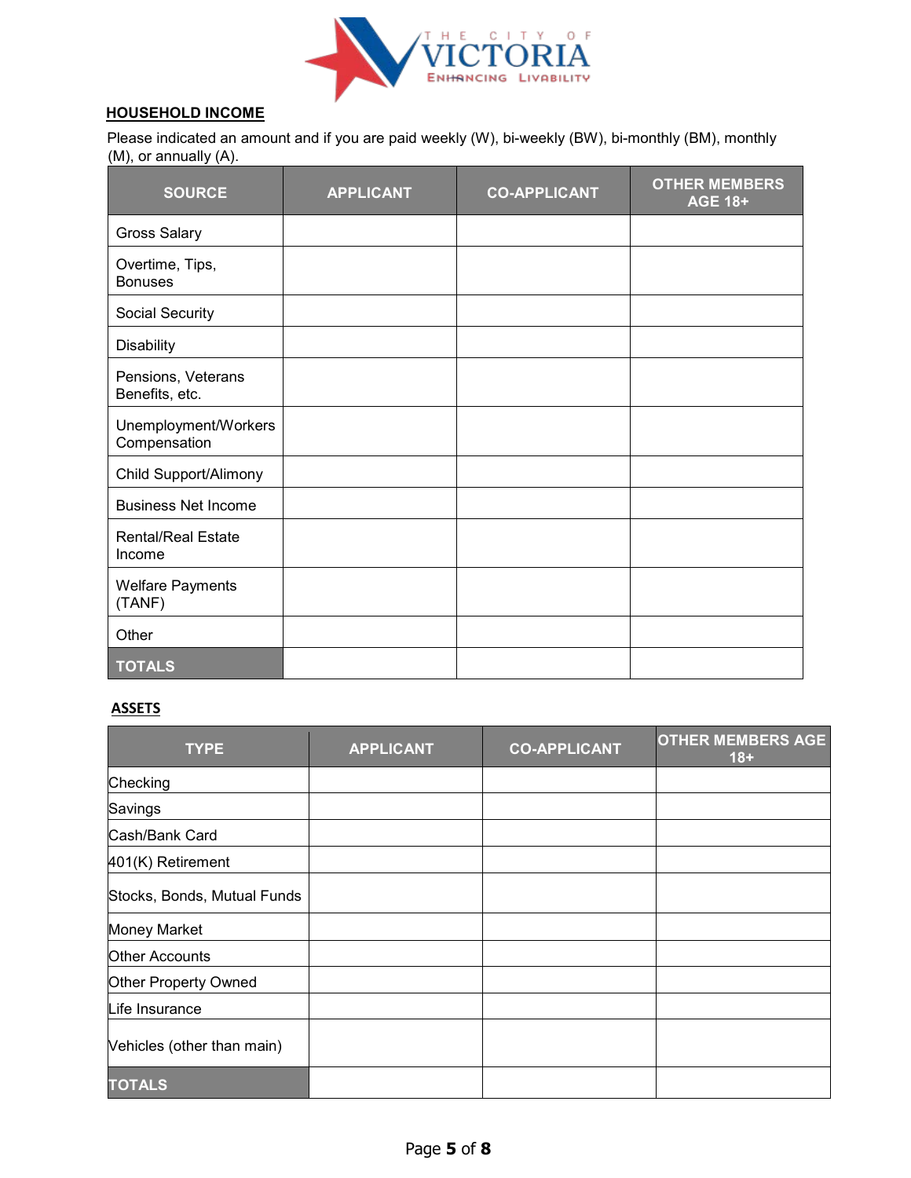## HOUSEHOLD INCOME

Please indicated an amount and if you are paid weekly (W), bi-weekly (BW), bi-monthly (BM), monthly (M), or annually (A).

| SOURCE | APPLICANT | CO-APPLICANT | OTHER MEMBERS AGE 18+ |
|---|---|---|---|
| Gross Salary | | | |
| Overtime, Tips, Bonuses | | | |
| Social Security | | | |
| Disability | | | |
| Pensions, Veterans Benefits, etc. | | | |
| Unemployment/Workers Compensation | | | |
| Child Support/Alimony | | | |
| Business Net Income | | | |
| Rental/Real Estate Income | | | |
| Welfare Payments (TANF) | | | |
| Other | | | |
| **TOTALS** | | | |

## ASSETS

| TYPE | APPLICANT | CO-APPLICANT | OTHER MEMBERS AGE 18+ |
|---|---|---|---|
| Checking | | | |
| Savings | | | |
| Cash/Bank Card | | | |
| 401(K) Retirement | | | |
| Stocks, Bonds, Mutual Funds | | | |
| Money Market | | | |
| Other Accounts | | | |
| Other Property Owned | | | |
| Life Insurance | | | |
| Vehicles (other than main) | | | |
| **TOTALS** | | | |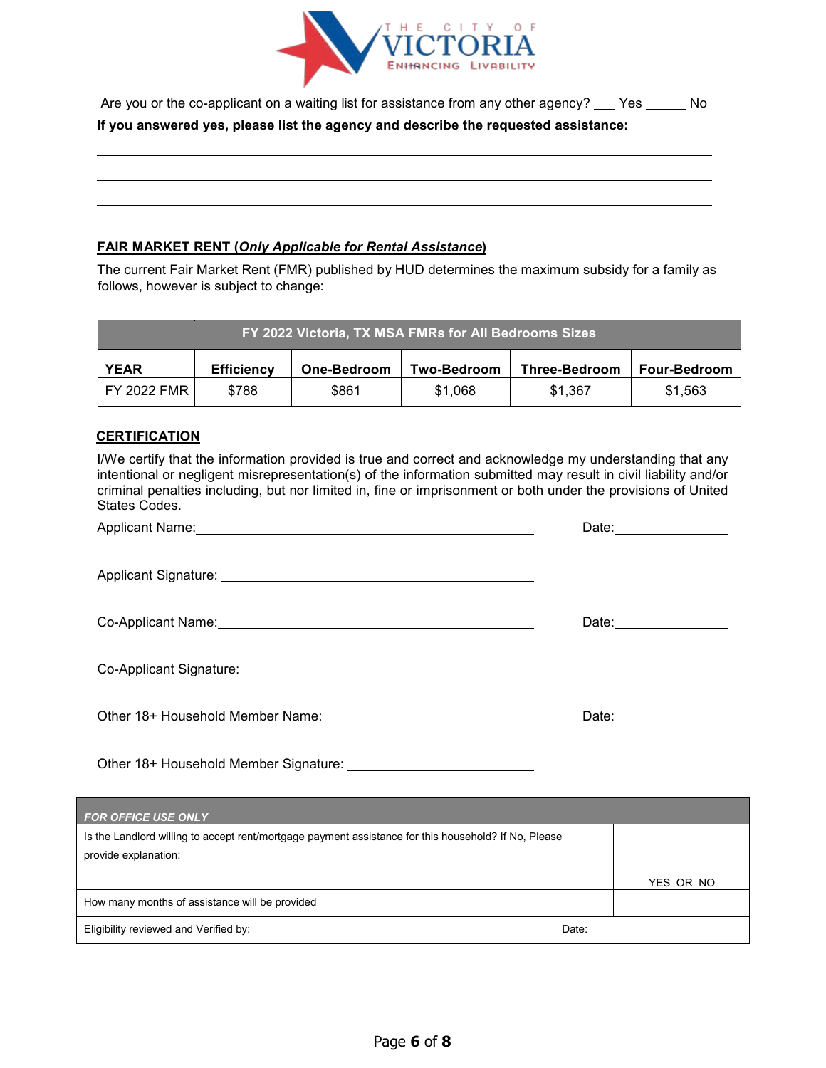Are you or the co-applicant on a waiting list for assistance from any other agency? ___ Yes _____ No

**If you answered yes, please list the agency and describe the requested assistance:**

______________________________________________________________________________

______________________________________________________________________________

______________________________________________________________________________

## FAIR MARKET RENT (*Only Applicable for Rental Assistance*)

The current Fair Market Rent (FMR) published by HUD determines the maximum subsidy for a family as follows, however is subject to change:

| FY 2022 Victoria, TX MSA FMRs for All Bedrooms Sizes | | | | | |
|---|---|---|---|---|---|
| **YEAR** | **Efficiency** | **One-Bedroom** | **Two-Bedroom** | **Three-Bedroom** | **Four-Bedroom** |
| FY 2022 FMR | $788 | $861 | $1,068 | $1,367 | $1,563 |

## CERTIFICATION

I/We certify that the information provided is true and correct and acknowledge my understanding that any intentional or negligent misrepresentation(s) of the information submitted may result in civil liability and/or criminal penalties including, but nor limited in, fine or imprisonment or both under the provisions of United States Codes.

Applicant Name: ______________________________ Date: ____________

Applicant Signature: ______________________________

Co-Applicant Name: ______________________________ Date: ____________

Co-Applicant Signature: ______________________________

Other 18+ Household Member Name: ______________________________ Date: ____________

Other 18+ Household Member Signature: ______________________________

| *FOR OFFICE USE ONLY* | |
|---|---|
| Is the Landlord willing to accept rent/mortgage payment assistance for this household? If No, Please provide explanation: | YES OR NO |
| How many months of assistance will be provided | |
| Eligibility reviewed and Verified by: | Date: |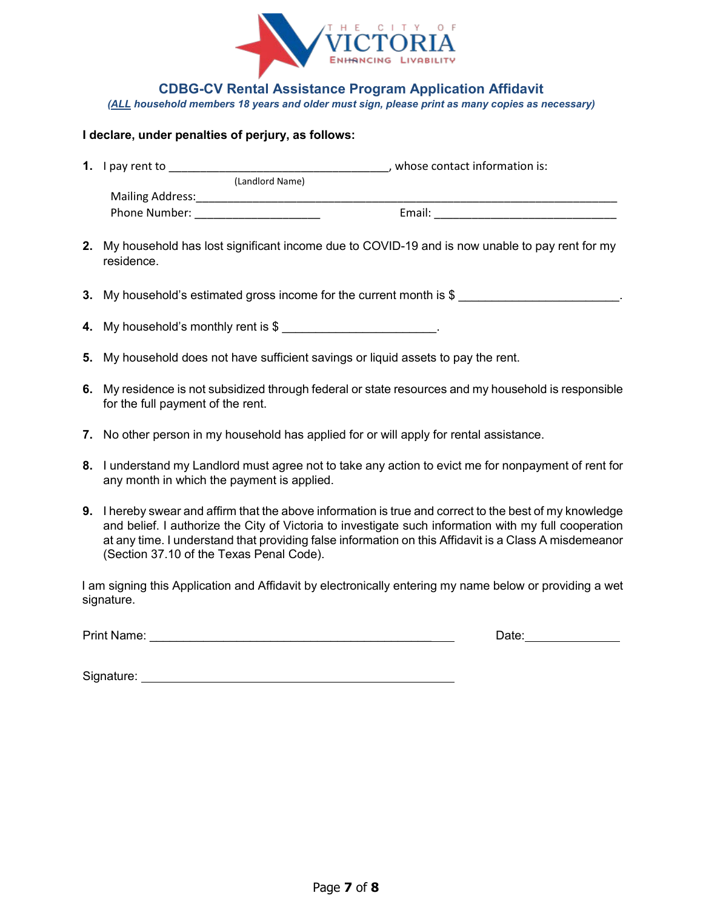THE CITY OF VICTORIA
ENHANCING LIVABILITY

## CDBG-CV Rental Assistance Program Application Affidavit

***(ALL household members 18 years and older must sign, please print as many copies as necessary)***

**I declare, under penalties of perjury, as follows:**

1. I pay rent to ___________________________________, whose contact information is:
   (Landlord Name)
   Mailing Address:_______________________________________________________________________
   Phone Number: ____________________ Email: _____________________________

2. My household has lost significant income due to COVID-19 and is now unable to pay rent for my residence.

3. My household's estimated gross income for the current month is $ _______________________.

4. My household's monthly rent is $ ______________________.

5. My household does not have sufficient savings or liquid assets to pay the rent.

6. My residence is not subsidized through federal or state resources and my household is responsible for the full payment of the rent.

7. No other person in my household has applied for or will apply for rental assistance.

8. I understand my Landlord must agree not to take any action to evict me for nonpayment of rent for any month in which the payment is applied.

9. I hereby swear and affirm that the above information is true and correct to the best of my knowledge and belief. I authorize the City of Victoria to investigate such information with my full cooperation at any time. I understand that providing false information on this Affidavit is a Class A misdemeanor (Section 37.10 of the Texas Penal Code).

I am signing this Application and Affidavit by electronically entering my name below or providing a wet signature.

Print Name: _____________________________________________ Date:______________

Signature: _______________________________________________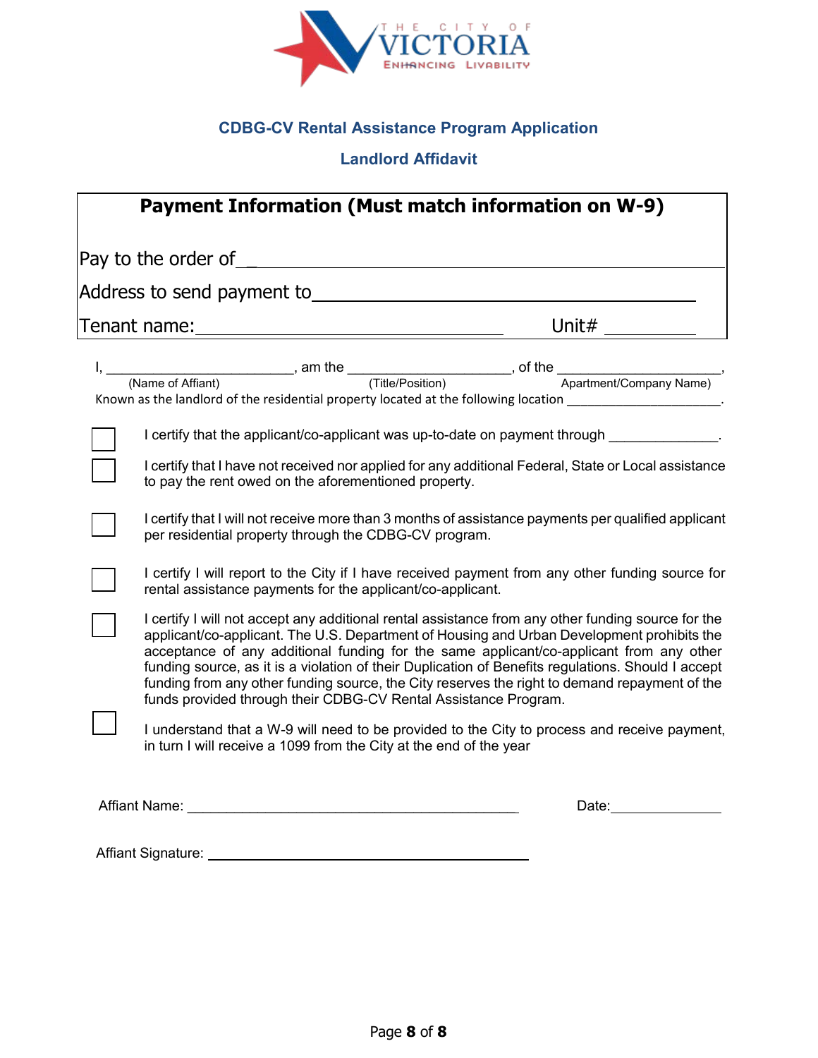THE CITY OF VICTORIA
ENHANCING LIVABILITY

## CDBG-CV Rental Assistance Program Application

### Landlord Affidavit

| **Payment Information (Must match information on W-9)** | |
|---|---|
| Pay to the order of ______________________________ | |
| Address to send payment to ______________________________ | |
| Tenant name: ______________________________ | Unit# __________ |

I, ________________________ (Name of Affiliant), am the ____________________ (Title/Position), of the ____________________ (Apartment/Company Name), Known as the landlord of the residential property located at the following location ____________________.

- ☐ I certify that the applicant/co-applicant was up-to-date on payment through ______________.
- ☐ I certify that I have not received nor applied for any additional Federal, State or Local assistance to pay the rent owed on the aforementioned property.
- ☐ I certify that I will not receive more than 3 months of assistance payments per qualified applicant per residential property through the CDBG-CV program.
- ☐ I certify I will report to the City if I have received payment from any other funding source for rental assistance payments for the applicant/co-applicant.
- ☐ I certify I will not accept any additional rental assistance from any other funding source for the applicant/co-applicant. The U.S. Department of Housing and Urban Development prohibits the acceptance of any additional funding for the same applicant/co-applicant from any other funding source, as it is a violation of their Duplication of Benefits regulations. Should I accept funding from any other funding source, the City reserves the right to demand repayment of the funds provided through their CDBG-CV Rental Assistance Program.
- ☐ I understand that a W-9 will need to be provided to the City to process and receive payment, in turn I will receive a 1099 from the City at the end of the year

Affiant Name: ________________________________________ Date: ______________

Affiant Signature: ________________________________________